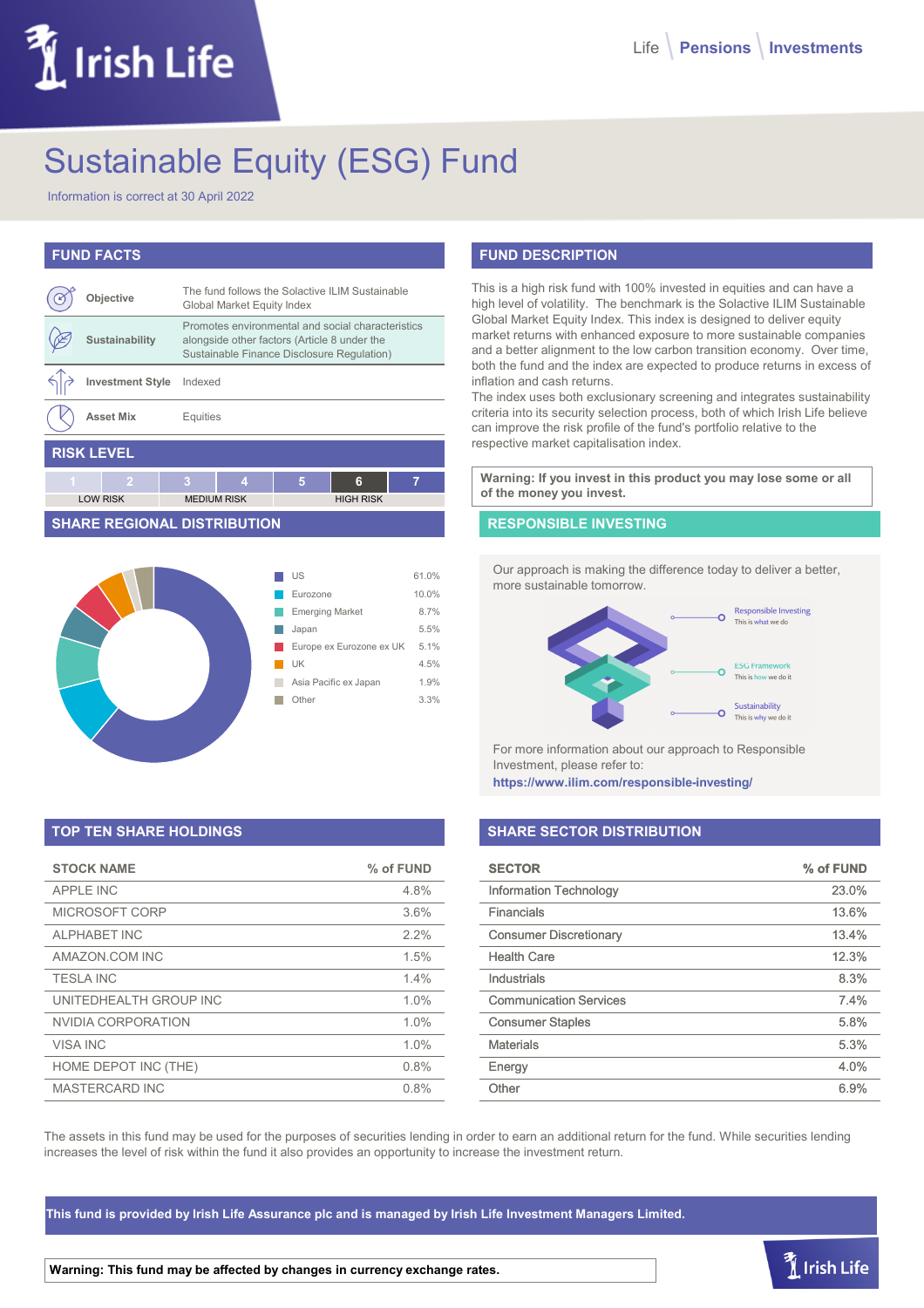# Sustainable Equity (ESG) Fund

Information is correct at 30 April 2022

## FUND FACTS

| | |
|---|---|
| **Objective** | The fund follows the Solactive ILIM Sustainable Global Market Equity Index |
| **Sustainability** | Promotes environmental and social characteristics alongside other factors (Article 8 under the Sustainable Finance Disclosure Regulation) |
| **Investment Style** | Indexed |
| **Asset Mix** | Equities |

## RISK LEVEL

| 1 | 2 | 3 | 4 | 5 | 6 | 7 |
|---|---|---|---|---|---|---|
| LOW RISK | | MEDIUM RISK | | HIGH RISK | | |

Current risk level: **6**

## FUND DESCRIPTION

This is a high risk fund with 100% invested in equities and can have a high level of volatility. The benchmark is the Solactive ILIM Sustainable Global Market Equity Index. This index is designed to deliver equity market returns with enhanced exposure to more sustainable companies and a better alignment to the low carbon transition economy. Over time, both the fund and the index are expected to produce returns in excess of inflation and cash returns.

The index uses both exclusionary screening and integrates sustainability criteria into its security selection process, both of which Irish Life believe can improve the risk profile of the fund's portfolio relative to the respective market capitalisation index.

**Warning: If you invest in this product you may lose some or all of the money you invest.**

## SHARE REGIONAL DISTRIBUTION

| Region | % |
|---|---|
| US | 61.0% |
| Eurozone | 10.0% |
| Emerging Market | 8.7% |
| Japan | 5.5% |
| Europe ex Eurozone ex UK | 5.1% |
| UK | 4.5% |
| Asia Pacific ex Japan | 1.9% |
| Other | 3.3% |

## RESPONSIBLE INVESTING

Our approach is making the difference today to deliver a better, more sustainable tomorrow.

- Responsible Investing – This is what we do
- ESG Framework – This is how we do it
- Sustainability – This is why we do it

For more information about our approach to Responsible Investment, please refer to: **https://www.ilim.com/responsible-investing/**

## TOP TEN SHARE HOLDINGS

| STOCK NAME | % of FUND |
|---|---|
| APPLE INC | 4.8% |
| MICROSOFT CORP | 3.6% |
| ALPHABET INC | 2.2% |
| AMAZON.COM INC | 1.5% |
| TESLA INC | 1.4% |
| UNITEDHEALTH GROUP INC | 1.0% |
| NVIDIA CORPORATION | 1.0% |
| VISA INC | 1.0% |
| HOME DEPOT INC (THE) | 0.8% |
| MASTERCARD INC | 0.8% |

## SHARE SECTOR DISTRIBUTION

| SECTOR | % of FUND |
|---|---|
| Information Technology | 23.0% |
| Financials | 13.6% |
| Consumer Discretionary | 13.4% |
| Health Care | 12.3% |
| Industrials | 8.3% |
| Communication Services | 7.4% |
| Consumer Staples | 5.8% |
| Materials | 5.3% |
| Energy | 4.0% |
| Other | 6.9% |

The assets in this fund may be used for the purposes of securities lending in order to earn an additional return for the fund. While securities lending increases the level of risk within the fund it also provides an opportunity to increase the investment return.

**This fund is provided by Irish Life Assurance plc and is managed by Irish Life Investment Managers Limited.**

**Warning: This fund may be affected by changes in currency exchange rates.**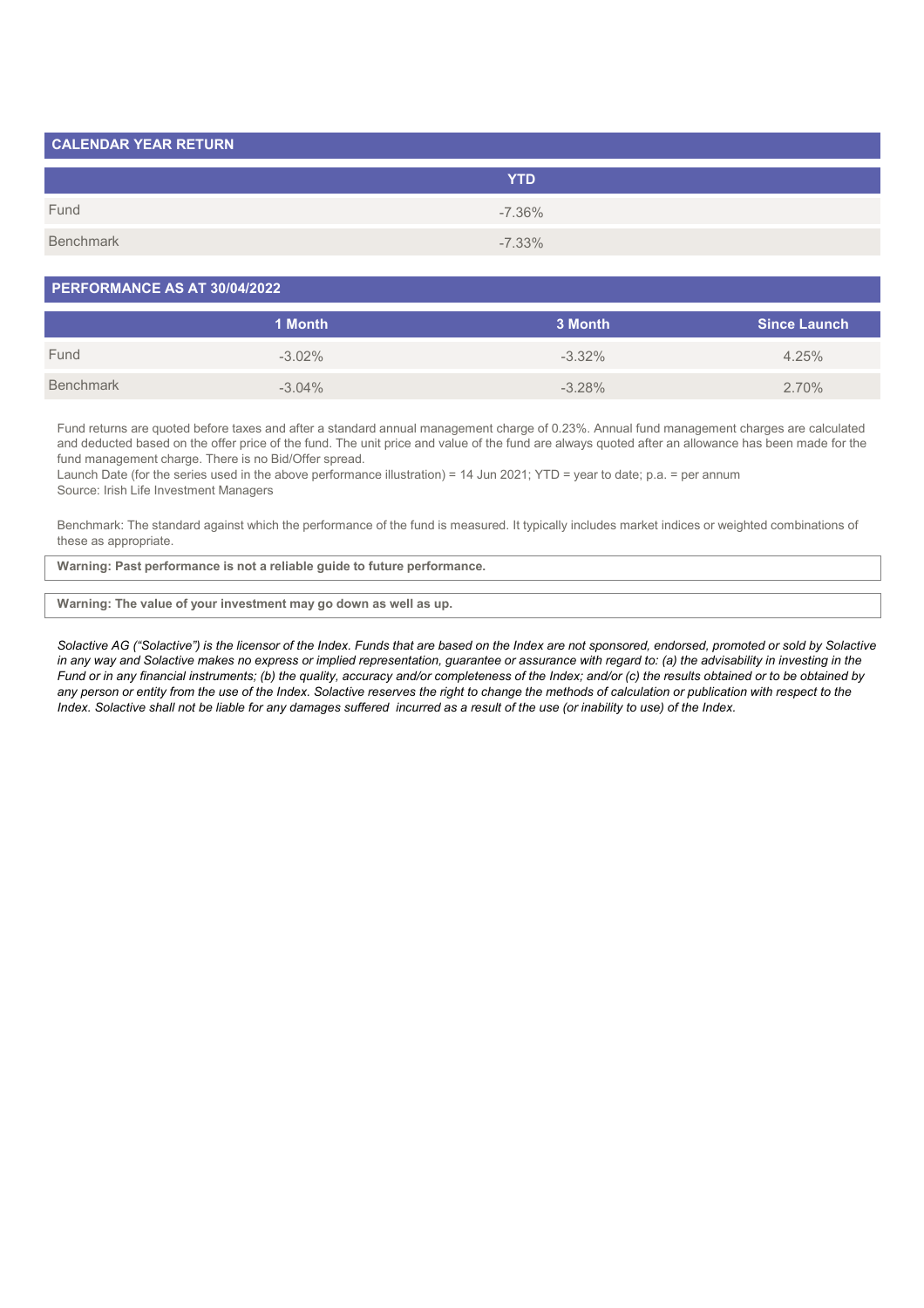## CALENDAR YEAR RETURN

| | YTD |
|---|---|
| Fund | -7.36% |
| Benchmark | -7.33% |

## PERFORMANCE AS AT 30/04/2022

| | 1 Month | 3 Month | Since Launch |
|---|---|---|---|
| Fund | -3.02% | -3.32% | 4.25% |
| Benchmark | -3.04% | -3.28% | 2.70% |

Fund returns are quoted before taxes and after a standard annual management charge of 0.23%. Annual fund management charges are calculated and deducted based on the offer price of the fund. The unit price and value of the fund are always quoted after an allowance has been made for the fund management charge. There is no Bid/Offer spread.
Launch Date (for the series used in the above performance illustration) = 14 Jun 2021; YTD = year to date; p.a. = per annum
Source: Irish Life Investment Managers

Benchmark: The standard against which the performance of the fund is measured. It typically includes market indices or weighted combinations of these as appropriate.

**Warning: Past performance is not a reliable guide to future performance.**

**Warning: The value of your investment may go down as well as up.**

*Solactive AG ("Solactive") is the licensor of the Index. Funds that are based on the Index are not sponsored, endorsed, promoted or sold by Solactive in any way and Solactive makes no express or implied representation, guarantee or assurance with regard to: (a) the advisability in investing in the Fund or in any financial instruments; (b) the quality, accuracy and/or completeness of the Index; and/or (c) the results obtained or to be obtained by any person or entity from the use of the Index. Solactive reserves the right to change the methods of calculation or publication with respect to the Index. Solactive shall not be liable for any damages suffered incurred as a result of the use (or inability to use) of the Index.*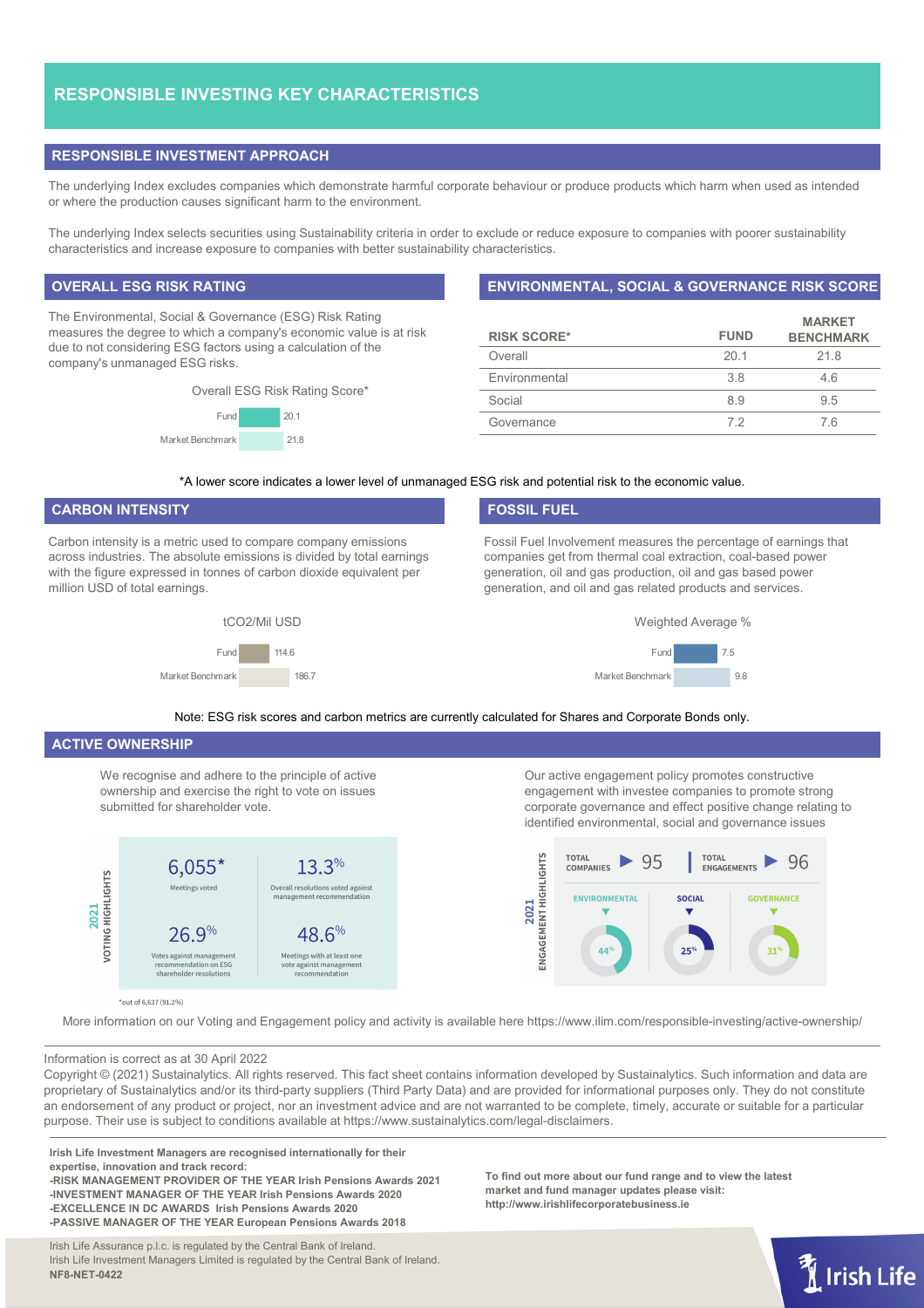# RESPONSIBLE INVESTING KEY CHARACTERISTICS

## RESPONSIBLE INVESTMENT APPROACH

The underlying Index excludes companies which demonstrate harmful corporate behaviour or produce products which harm when used as intended or where the production causes significant harm to the environment.

The underlying Index selects securities using Sustainability criteria in order to exclude or reduce exposure to companies with poorer sustainability characteristics and increase exposure to companies with better sustainability characteristics.

## OVERALL ESG RISK RATING

The Environmental, Social & Governance (ESG) Risk Rating measures the degree to which a company's economic value is at risk due to not considering ESG factors using a calculation of the company's unmanaged ESG risks.

Overall ESG Risk Rating Score*

Fund 20.1
Market Benchmark 21.8

## ENVIRONMENTAL, SOCIAL & GOVERNANCE RISK SCORE

| RISK SCORE* | FUND | MARKET BENCHMARK |
|---|---|---|
| Overall | 20.1 | 21.8 |
| Environmental | 3.8 | 4.6 |
| Social | 8.9 | 9.5 |
| Governance | 7.2 | 7.6 |

*A lower score indicates a lower level of unmanaged ESG risk and potential risk to the economic value.

## CARBON INTENSITY

Carbon intensity is a metric used to compare company emissions across industries. The absolute emissions is divided by total earnings with the figure expressed in tonnes of carbon dioxide equivalent per million USD of total earnings.

tCO2/Mil USD

Fund 114.6
Market Benchmark 186.7

## FOSSIL FUEL

Fossil Fuel Involvement measures the percentage of earnings that companies get from thermal coal extraction, coal-based power generation, oil and gas production, oil and gas based power generation, and oil and gas related products and services.

Weighted Average %

Fund 7.5
Market Benchmark 9.8

Note: ESG risk scores and carbon metrics are currently calculated for Shares and Corporate Bonds only.

## ACTIVE OWNERSHIP

We recognise and adhere to the principle of active ownership and exercise the right to vote on issues submitted for shareholder vote.

Our active engagement policy promotes constructive engagement with investee companies to promote strong corporate governance and effect positive change relating to identified environmental, social and governance issues

**2021 VOTING HIGHLIGHTS**

6,055* Meetings voted

13.3% Overall resolutions voted against management recommendation

26.9% Votes against management recommendation on ESG shareholder resolutions

48.6% Meetings with at least one vote against management recommendation

*out of 6,637 (91.2%)

**2021 ENGAGEMENT HIGHLIGHTS**

TOTAL COMPANIES 95

TOTAL ENGAGEMENTS 96

ENVIRONMENTAL 44%

SOCIAL 25%

GOVERNANCE 31%

More information on our Voting and Engagement policy and activity is available here https://www.ilim.com/responsible-investing/active-ownership/

Information is correct as at 30 April 2022

Copyright © (2021) Sustainalytics. All rights reserved. This fact sheet contains information developed by Sustainalytics. Such information and data are proprietary of Sustainalytics and/or its third-party suppliers (Third Party Data) and are provided for informational purposes only. They do not constitute an endorsement of any product or project, nor an investment advice and are not warranted to be complete, timely, accurate or suitable for a particular purpose. Their use is subject to conditions available at https://www.sustainalytics.com/legal-disclaimers.

**Irish Life Investment Managers are recognised internationally for their expertise, innovation and track record:**
**-RISK MANAGEMENT PROVIDER OF THE YEAR Irish Pensions Awards 2021**
**-INVESTMENT MANAGER OF THE YEAR Irish Pensions Awards 2020**
**-EXCELLENCE IN DC AWARDS Irish Pensions Awards 2020**
**-PASSIVE MANAGER OF THE YEAR European Pensions Awards 2018**

**To find out more about our fund range and to view the latest market and fund manager updates please visit: http://www.irishlifecorporatebusiness.ie**

Irish Life Assurance p.l.c. is regulated by the Central Bank of Ireland.
Irish Life Investment Managers Limited is regulated by the Central Bank of Ireland.
**NF8-NET-0422**

Irish Life